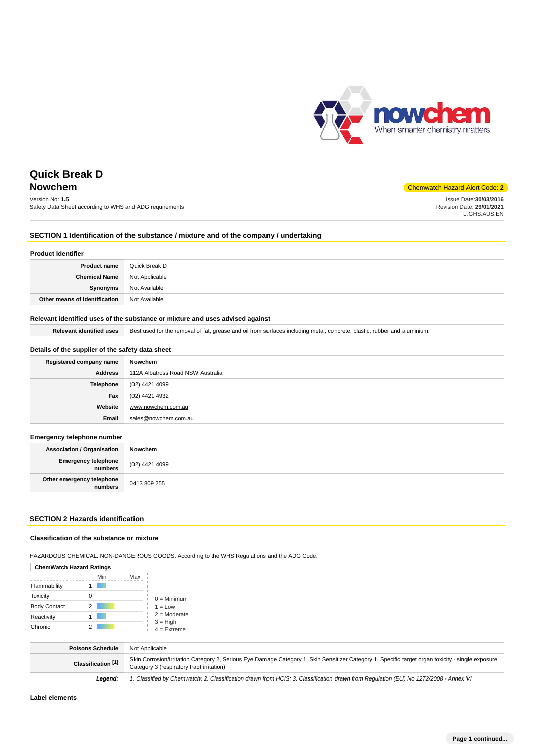# Quick Break D

## Nowchem

Version No: **1.5**
Safety Data Sheet according to WHS and ADG requirements

Chemwatch Hazard Alert Code: **2**

Issue Date:**30/03/2016**
Revision Date: **29/01/2021**
L.GHS.AUS.EN

## SECTION 1 Identification of the substance / mixture and of the company / undertaking

### Product Identifier

| | |
|---|---|
| **Product name** | Quick Break D |
| **Chemical Name** | Not Applicable |
| **Synonyms** | Not Available |
| **Other means of identification** | Not Available |

### Relevant identified uses of the substance or mixture and uses advised against

| | |
|---|---|
| **Relevant identified uses** | Best used for the removal of fat, grease and oil from surfaces including metal, concrete, plastic, rubber and aluminium. |

### Details of the supplier of the safety data sheet

| | |
|---|---|
| **Registered company name** | **Nowchem** |
| **Address** | 112A Albatross Road NSW Australia |
| **Telephone** | (02) 4421 4099 |
| **Fax** | (02) 4421 4932 |
| **Website** | www.nowchem.com.au |
| **Email** | sales@nowchem.com.au |

### Emergency telephone number

| | |
|---|---|
| **Association / Organisation** | **Nowchem** |
| **Emergency telephone numbers** | (02) 4421 4099 |
| **Other emergency telephone numbers** | 0413 809 255 |

## SECTION 2 Hazards identification

### Classification of the substance or mixture

HAZARDOUS CHEMICAL. NON-DANGEROUS GOODS. According to the WHS Regulations and the ADG Code.

**ChemWatch Hazard Ratings**

| | Min | Max |
|---|---|---|
| Flammability | 1 | |
| Toxicity | 0 | |
| Body Contact | 2 | |
| Reactivity | 1 | |
| Chronic | 2 | |

0 = Minimum
1 = Low
2 = Moderate
3 = High
4 = Extreme

| | |
|---|---|
| **Poisons Schedule** | Not Applicable |
| **Classification [1]** | Skin Corrosion/Irritation Category 2, Serious Eye Damage Category 1, Skin Sensitizer Category 1, Specific target organ toxicity - single exposure Category 3 (respiratory tract irritation) |
| ***Legend:*** | *1. Classified by Chemwatch; 2. Classification drawn from HCIS; 3. Classification drawn from Regulation (EU) No 1272/2008 - Annex VI* |

### Label elements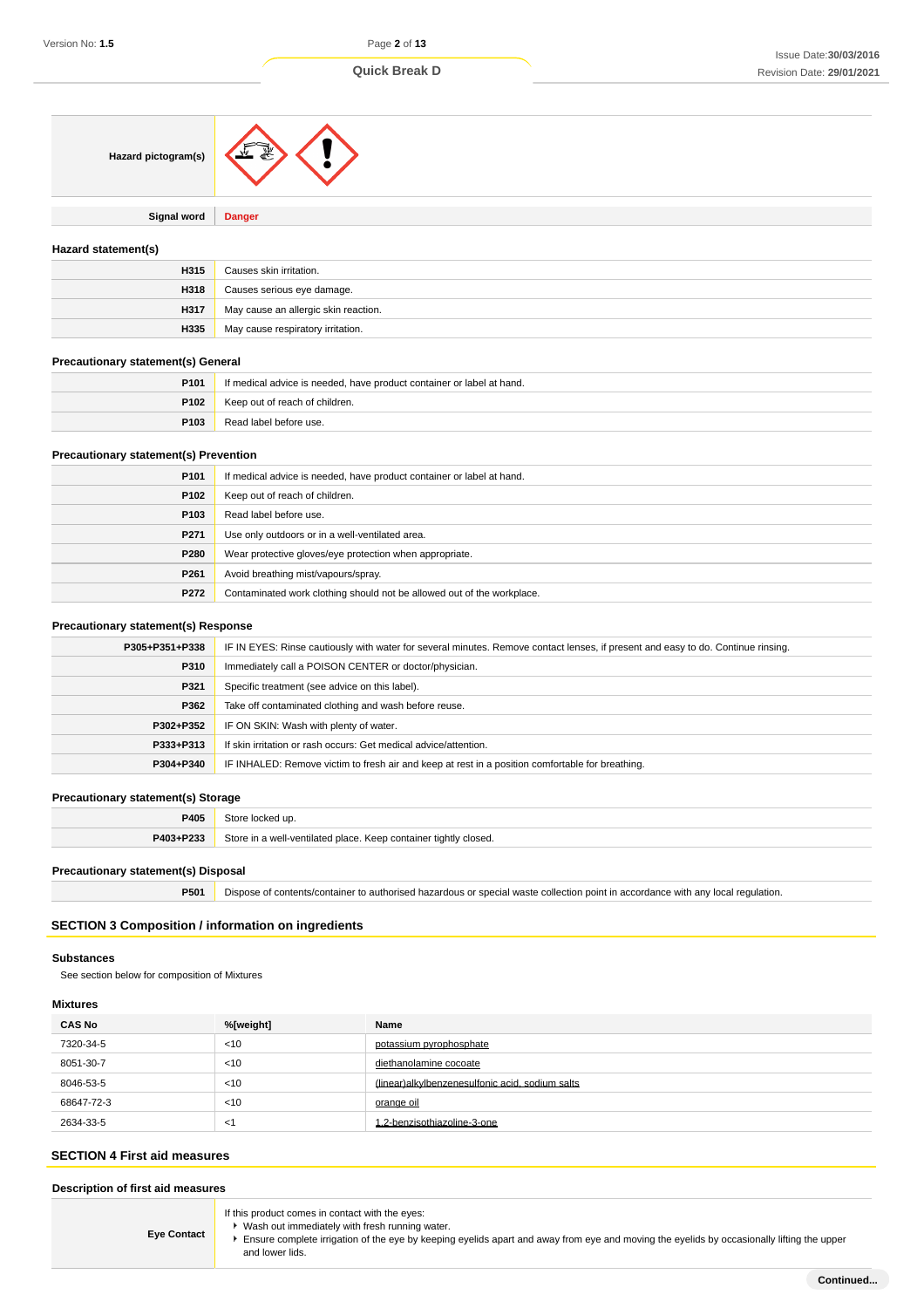| | |
|---|---|
| **Hazard pictogram(s)** | |
| **Signal word** | **Danger** |

### Hazard statement(s)

| | |
|---|---|
| **H315** | Causes skin irritation. |
| **H318** | Causes serious eye damage. |
| **H317** | May cause an allergic skin reaction. |
| **H335** | May cause respiratory irritation. |

### Precautionary statement(s) General

| | |
|---|---|
| **P101** | If medical advice is needed, have product container or label at hand. |
| **P102** | Keep out of reach of children. |
| **P103** | Read label before use. |

### Precautionary statement(s) Prevention

| | |
|---|---|
| **P101** | If medical advice is needed, have product container or label at hand. |
| **P102** | Keep out of reach of children. |
| **P103** | Read label before use. |
| **P271** | Use only outdoors or in a well-ventilated area. |
| **P280** | Wear protective gloves/eye protection when appropriate. |
| **P261** | Avoid breathing mist/vapours/spray. |
| **P272** | Contaminated work clothing should not be allowed out of the workplace. |

### Precautionary statement(s) Response

| | |
|---|---|
| **P305+P351+P338** | IF IN EYES: Rinse cautiously with water for several minutes. Remove contact lenses, if present and easy to do. Continue rinsing. |
| **P310** | Immediately call a POISON CENTER or doctor/physician. |
| **P321** | Specific treatment (see advice on this label). |
| **P362** | Take off contaminated clothing and wash before reuse. |
| **P302+P352** | IF ON SKIN: Wash with plenty of water. |
| **P333+P313** | If skin irritation or rash occurs: Get medical advice/attention. |
| **P304+P340** | IF INHALED: Remove victim to fresh air and keep at rest in a position comfortable for breathing. |

### Precautionary statement(s) Storage

| | |
|---|---|
| **P405** | Store locked up. |
| **P403+P233** | Store in a well-ventilated place. Keep container tightly closed. |

### Precautionary statement(s) Disposal

| | |
|---|---|
| **P501** | Dispose of contents/container to authorised hazardous or special waste collection point in accordance with any local regulation. |

## SECTION 3 Composition / information on ingredients

### Substances

See section below for composition of Mixtures

### Mixtures

| CAS No | %[weight] | Name |
|---|---|---|
| 7320-34-5 | <10 | potassium pyrophosphate |
| 8051-30-7 | <10 | diethanolamine cocoate |
| 8046-53-5 | <10 | (linear)alkylbenzenesulfonic acid, sodium salts |
| 68647-72-3 | <10 | orange oil |
| 2634-33-5 | <1 | 1,2-benzisothiazoline-3-one |

## SECTION 4 First aid measures

### Description of first aid measures

| | |
|---|---|
| **Eye Contact** | If this product comes in contact with the eyes:<br>▸ Wash out immediately with fresh running water.<br>▸ Ensure complete irrigation of the eye by keeping eyelids apart and away from eye and moving the eyelids by occasionally lifting the upper and lower lids. |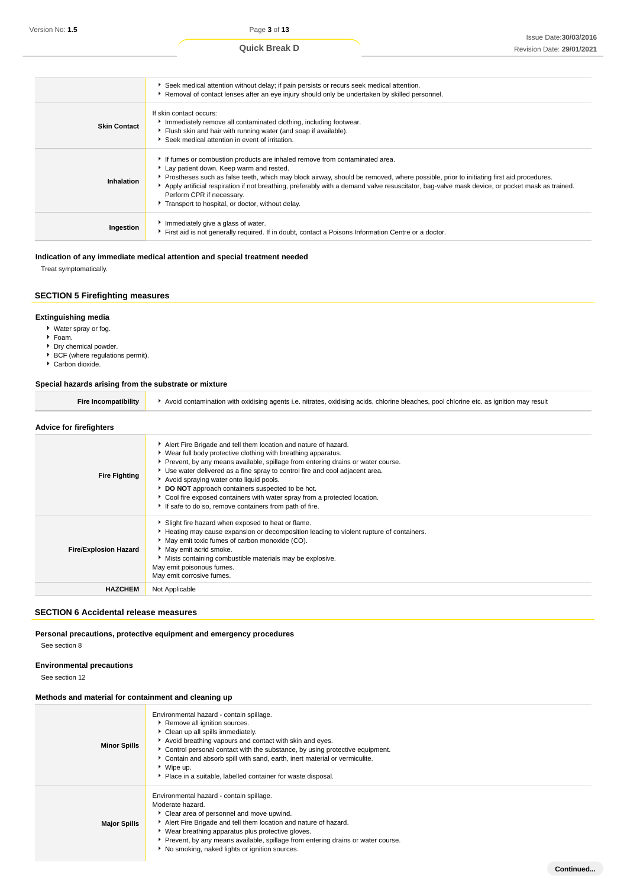| | |
|---|---|
| | ▸ Seek medical attention without delay; if pain persists or recurs seek medical attention.<br>▸ Removal of contact lenses after an eye injury should only be undertaken by skilled personnel. |
| **Skin Contact** | If skin contact occurs:<br>▸ Immediately remove all contaminated clothing, including footwear.<br>▸ Flush skin and hair with running water (and soap if available).<br>▸ Seek medical attention in event of irritation. |
| **Inhalation** | ▸ If fumes or combustion products are inhaled remove from contaminated area.<br>▸ Lay patient down. Keep warm and rested.<br>▸ Prostheses such as false teeth, which may block airway, should be removed, where possible, prior to initiating first aid procedures.<br>▸ Apply artificial respiration if not breathing, preferably with a demand valve resuscitator, bag-valve mask device, or pocket mask as trained. Perform CPR if necessary.<br>▸ Transport to hospital, or doctor, without delay. |
| **Ingestion** | ▸ Immediately give a glass of water.<br>▸ First aid is not generally required. If in doubt, contact a Poisons Information Centre or a doctor. |

### Indication of any immediate medical attention and special treatment needed

Treat symptomatically.

## SECTION 5 Firefighting measures

### Extinguishing media

- Water spray or fog.
- Foam.
- Dry chemical powder.
- BCF (where regulations permit).
- Carbon dioxide.

### Special hazards arising from the substrate or mixture

| | |
|---|---|
| **Fire Incompatibility** | ▸ Avoid contamination with oxidising agents i.e. nitrates, oxidising acids, chlorine bleaches, pool chlorine etc. as ignition may result |

### Advice for firefighters

| | |
|---|---|
| **Fire Fighting** | ▸ Alert Fire Brigade and tell them location and nature of hazard.<br>▸ Wear full body protective clothing with breathing apparatus.<br>▸ Prevent, by any means available, spillage from entering drains or water course.<br>▸ Use water delivered as a fine spray to control fire and cool adjacent area.<br>▸ Avoid spraying water onto liquid pools.<br>▸ **DO NOT** approach containers suspected to be hot.<br>▸ Cool fire exposed containers with water spray from a protected location.<br>▸ If safe to do so, remove containers from path of fire. |
| **Fire/Explosion Hazard** | ▸ Slight fire hazard when exposed to heat or flame.<br>▸ Heating may cause expansion or decomposition leading to violent rupture of containers.<br>▸ May emit toxic fumes of carbon monoxide (CO).<br>▸ May emit acrid smoke.<br>▸ Mists containing combustible materials may be explosive.<br>May emit poisonous fumes.<br>May emit corrosive fumes. |
| **HAZCHEM** | Not Applicable |

## SECTION 6 Accidental release measures

### Personal precautions, protective equipment and emergency procedures

See section 8

### Environmental precautions

See section 12

### Methods and material for containment and cleaning up

| | |
|---|---|
| **Minor Spills** | Environmental hazard - contain spillage.<br>▸ Remove all ignition sources.<br>▸ Clean up all spills immediately.<br>▸ Avoid breathing vapours and contact with skin and eyes.<br>▸ Control personal contact with the substance, by using protective equipment.<br>▸ Contain and absorb spill with sand, earth, inert material or vermiculite.<br>▸ Wipe up.<br>▸ Place in a suitable, labelled container for waste disposal. |
| **Major Spills** | Environmental hazard - contain spillage.<br>Moderate hazard.<br>▸ Clear area of personnel and move upwind.<br>▸ Alert Fire Brigade and tell them location and nature of hazard.<br>▸ Wear breathing apparatus plus protective gloves.<br>▸ Prevent, by any means available, spillage from entering drains or water course.<br>▸ No smoking, naked lights or ignition sources. |

**Continued...**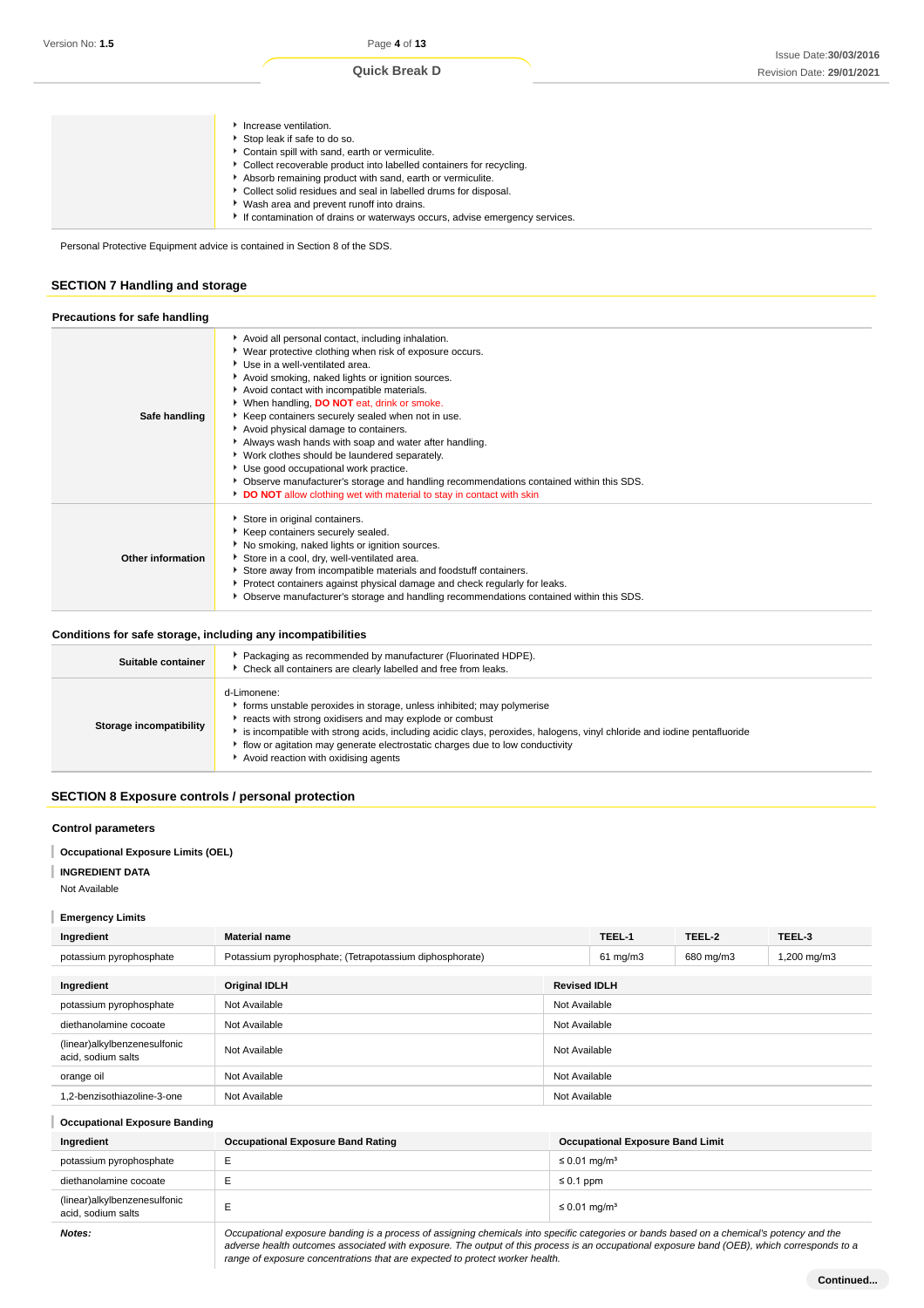| | |
|---|---|
| | - Increase ventilation.<br>- Stop leak if safe to do so.<br>- Contain spill with sand, earth or vermiculite.<br>- Collect recoverable product into labelled containers for recycling.<br>- Absorb remaining product with sand, earth or vermiculite.<br>- Collect solid residues and seal in labelled drums for disposal.<br>- Wash area and prevent runoff into drains.<br>- If contamination of drains or waterways occurs, advise emergency services. |

Personal Protective Equipment advice is contained in Section 8 of the SDS.

## SECTION 7 Handling and storage

### Precautions for safe handling

| | |
|---|---|
| **Safe handling** | - Avoid all personal contact, including inhalation.<br>- Wear protective clothing when risk of exposure occurs.<br>- Use in a well-ventilated area.<br>- Avoid smoking, naked lights or ignition sources.<br>- Avoid contact with incompatible materials.<br>- When handling, **DO NOT** eat, drink or smoke.<br>- Keep containers securely sealed when not in use.<br>- Avoid physical damage to containers.<br>- Always wash hands with soap and water after handling.<br>- Work clothes should be laundered separately.<br>- Use good occupational work practice.<br>- Observe manufacturer's storage and handling recommendations contained within this SDS.<br>- **DO NOT** allow clothing wet with material to stay in contact with skin |
| **Other information** | - Store in original containers.<br>- Keep containers securely sealed.<br>- No smoking, naked lights or ignition sources.<br>- Store in a cool, dry, well-ventilated area.<br>- Store away from incompatible materials and foodstuff containers.<br>- Protect containers against physical damage and check regularly for leaks.<br>- Observe manufacturer's storage and handling recommendations contained within this SDS. |

### Conditions for safe storage, including any incompatibilities

| | |
|---|---|
| **Suitable container** | - Packaging as recommended by manufacturer (Fluorinated HDPE).<br>- Check all containers are clearly labelled and free from leaks. |
| **Storage incompatibility** | d-Limonene:<br>- forms unstable peroxides in storage, unless inhibited; may polymerise<br>- reacts with strong oxidisers and may explode or combust<br>- is incompatible with strong acids, including acidic clays, peroxides, halogens, vinyl chloride and iodine pentafluoride<br>- flow or agitation may generate electrostatic charges due to low conductivity<br>- Avoid reaction with oxidising agents |

## SECTION 8 Exposure controls / personal protection

### Control parameters

**Occupational Exposure Limits (OEL)**

**INGREDIENT DATA**

Not Available

**Emergency Limits**

| Ingredient | Material name | TEEL-1 | TEEL-2 | TEEL-3 |
|---|---|---|---|---|
| potassium pyrophosphate | Potassium pyrophosphate; (Tetrapotassium diphosphorate) | 61 mg/m3 | 680 mg/m3 | 1,200 mg/m3 |

| Ingredient | Original IDLH | Revised IDLH |
|---|---|---|
| potassium pyrophosphate | Not Available | Not Available |
| diethanolamine cocoate | Not Available | Not Available |
| (linear)alkylbenzenesulfonic acid, sodium salts | Not Available | Not Available |
| orange oil | Not Available | Not Available |
| 1,2-benzisothiazoline-3-one | Not Available | Not Available |

**Occupational Exposure Banding**

| Ingredient | Occupational Exposure Band Rating | Occupational Exposure Band Limit |
|---|---|---|
| potassium pyrophosphate | E | ≤ 0.01 mg/m³ |
| diethanolamine cocoate | E | ≤ 0.1 ppm |
| (linear)alkylbenzenesulfonic acid, sodium salts | E | ≤ 0.01 mg/m³ |
| ***Notes:*** | *Occupational exposure banding is a process of assigning chemicals into specific categories or bands based on a chemical's potency and the adverse health outcomes associated with exposure. The output of this process is an occupational exposure band (OEB), which corresponds to a range of exposure concentrations that are expected to protect worker health.* | |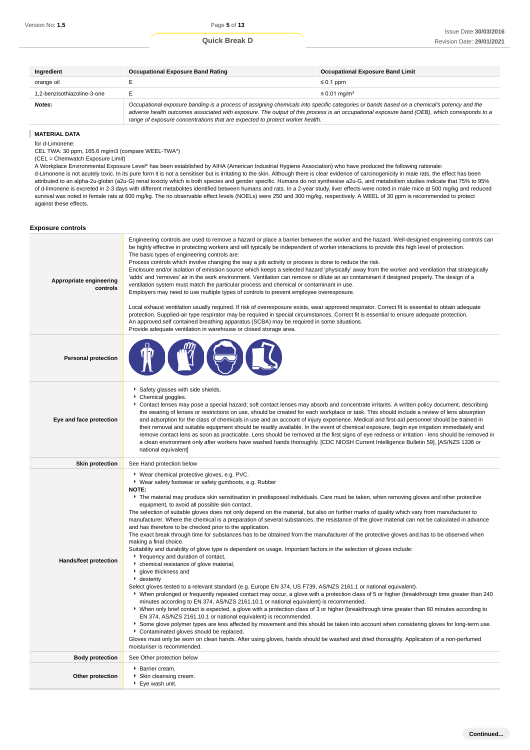| Ingredient | Occupational Exposure Band Rating | Occupational Exposure Band Limit |
|---|---|---|
| orange oil | E | ≤ 0.1 ppm |
| 1,2-benzisothiazoline-3-one | E | ≤ 0.01 mg/m³ |
| ***Notes:*** | *Occupational exposure banding is a process of assigning chemicals into specific categories or bands based on a chemical's potency and the adverse health outcomes associated with exposure. The output of this process is an occupational exposure band (OEB), which corresponds to a range of exposure concentrations that are expected to protect worker health.* | |

### MATERIAL DATA

for d-Limonene:
CEL TWA: 30 ppm, 165.6 mg/m3 (compare WEEL-TWA*)
(CEL = Chemwatch Exposure Limit)
A Workplace Environmental Exposure Level* has been established by AIHA (American Industrial Hygiene Association) who have produced the following rationale:
d-Limonene is not acutely toxic. In its pure form it is not a sensitiser but is irritating to the skin. Although there is clear evidence of carcinogenicity in male rats, the effect has been attributed to an alpha-2u-globin (a2u-G) renal toxicity which is both species and gender specific. Humans do not synthesise a2u-G, and metabolism studies indicate that 75% to 95% of d-limonene is excreted in 2-3 days with different metabolites identified between humans and rats. In a 2-year study, liver effects were noted in male mice at 500 mg/kg and reduced survival was noted in female rats at 600 mg/kg. The no observable effect levels (NOELs) were 250 and 300 mg/kg, respectively. A WEEL of 30 ppm is recommended to protect against these effects.

### Exposure controls

| | |
|---|---|
| **Appropriate engineering controls** | Engineering controls are used to remove a hazard or place a barrier between the worker and the hazard. Well-designed engineering controls can be highly effective in protecting workers and will typically be independent of worker interactions to provide this high level of protection.<br>The basic types of engineering controls are:<br>Process controls which involve changing the way a job activity or process is done to reduce the risk.<br>Enclosure and/or isolation of emission source which keeps a selected hazard 'physically' away from the worker and ventilation that strategically 'adds' and 'removes' air in the work environment. Ventilation can remove or dilute an air contaminant if designed properly. The design of a ventilation system must match the particular process and chemical or contaminant in use.<br>Employers may need to use multiple types of controls to prevent employee overexposure.<br><br>Local exhaust ventilation usually required. If risk of overexposure exists, wear approved respirator. Correct fit is essential to obtain adequate protection. Supplied-air type respirator may be required in special circumstances. Correct fit is essential to ensure adequate protection.<br>An approved self contained breathing apparatus (SCBA) may be required in some situations.<br>Provide adequate ventilation in warehouse or closed storage area. |
| **Personal protection** | |
| **Eye and face protection** | ▸ Safety glasses with side shields.<br>▸ Chemical goggles.<br>▸ Contact lenses may pose a special hazard; soft contact lenses may absorb and concentrate irritants. A written policy document, describing the wearing of lenses or restrictions on use, should be created for each workplace or task. This should include a review of lens absorption and adsorption for the class of chemicals in use and an account of injury experience. Medical and first-aid personnel should be trained in their removal and suitable equipment should be readily available. In the event of chemical exposure, begin eye irrigation immediately and remove contact lens as soon as practicable. Lens should be removed at the first signs of eye redness or irritation - lens should be removed in a clean environment only after workers have washed hands thoroughly. [CDC NIOSH Current Intelligence Bulletin 59], [AS/NZS 1336 or national equivalent] |
| **Skin protection** | See Hand protection below |
| **Hands/feet protection** | ▸ Wear chemical protective gloves, e.g. PVC.<br>▸ Wear safety footwear or safety gumboots, e.g. Rubber<br>**NOTE:**<br>▸ The material may produce skin sensitisation in predisposed individuals. Care must be taken, when removing gloves and other protective equipment, to avoid all possible skin contact.<br>The selection of suitable gloves does not only depend on the material, but also on further marks of quality which vary from manufacturer to manufacturer. Where the chemical is a preparation of several substances, the resistance of the glove material can not be calculated in advance and has therefore to be checked prior to the application.<br>The exact break through time for substances has to be obtained from the manufacturer of the protective gloves and.has to be observed when making a final choice.<br>Suitability and durability of glove type is dependent on usage. Important factors in the selection of gloves include:<br>▸ frequency and duration of contact,<br>▸ chemical resistance of glove material,<br>▸ glove thickness and<br>▸ dexterity<br>Select gloves tested to a relevant standard (e.g. Europe EN 374, US F739, AS/NZS 2161.1 or national equivalent).<br>▸ When prolonged or frequently repeated contact may occur, a glove with a protection class of 5 or higher (breakthrough time greater than 240 minutes according to EN 374, AS/NZS 2161.10.1 or national equivalent) is recommended.<br>▸ When only brief contact is expected, a glove with a protection class of 3 or higher (breakthrough time greater than 60 minutes according to EN 374, AS/NZS 2161.10.1 or national equivalent) is recommended.<br>▸ Some glove polymer types are less affected by movement and this should be taken into account when considering gloves for long-term use.<br>▸ Contaminated gloves should be replaced.<br>Gloves must only be worn on clean hands. After using gloves, hands should be washed and dried thoroughly. Application of a non-perfumed moisturiser is recommended. |
| **Body protection** | See Other protection below |
| **Other protection** | ▸ Barrier cream.<br>▸ Skin cleansing cream.<br>▸ Eye wash unit. |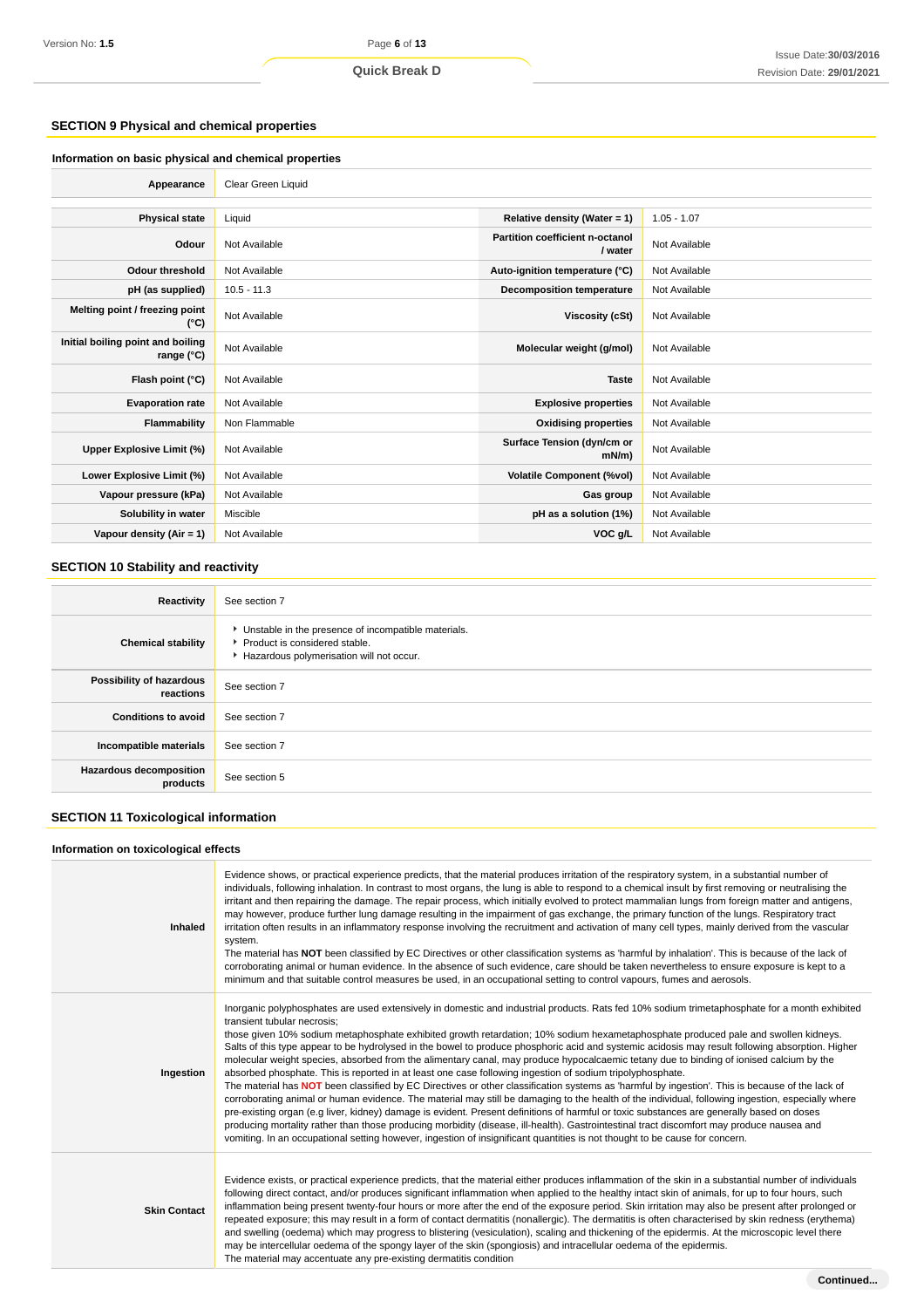## SECTION 9 Physical and chemical properties

### Information on basic physical and chemical properties

| Appearance | Clear Green Liquid | | |
|---|---|---|---|
| **Physical state** | Liquid | **Relative density (Water = 1)** | 1.05 - 1.07 |
| **Odour** | Not Available | **Partition coefficient n-octanol / water** | Not Available |
| **Odour threshold** | Not Available | **Auto-ignition temperature (°C)** | Not Available |
| **pH (as supplied)** | 10.5 - 11.3 | **Decomposition temperature** | Not Available |
| **Melting point / freezing point (°C)** | Not Available | **Viscosity (cSt)** | Not Available |
| **Initial boiling point and boiling range (°C)** | Not Available | **Molecular weight (g/mol)** | Not Available |
| **Flash point (°C)** | Not Available | **Taste** | Not Available |
| **Evaporation rate** | Not Available | **Explosive properties** | Not Available |
| **Flammability** | Non Flammable | **Oxidising properties** | Not Available |
| **Upper Explosive Limit (%)** | Not Available | **Surface Tension (dyn/cm or mN/m)** | Not Available |
| **Lower Explosive Limit (%)** | Not Available | **Volatile Component (%vol)** | Not Available |
| **Vapour pressure (kPa)** | Not Available | **Gas group** | Not Available |
| **Solubility in water** | Miscible | **pH as a solution (1%)** | Not Available |
| **Vapour density (Air = 1)** | Not Available | **VOC g/L** | Not Available |

## SECTION 10 Stability and reactivity

| | |
|---|---|
| **Reactivity** | See section 7 |
| **Chemical stability** | ▸ Unstable in the presence of incompatible materials.<br>▸ Product is considered stable.<br>▸ Hazardous polymerisation will not occur. |
| **Possibility of hazardous reactions** | See section 7 |
| **Conditions to avoid** | See section 7 |
| **Incompatible materials** | See section 7 |
| **Hazardous decomposition products** | See section 5 |

## SECTION 11 Toxicological information

### Information on toxicological effects

| | |
|---|---|
| **Inhaled** | Evidence shows, or practical experience predicts, that the material produces irritation of the respiratory system, in a substantial number of individuals, following inhalation. In contrast to most organs, the lung is able to respond to a chemical insult by first removing or neutralising the irritant and then repairing the damage. The repair process, which initially evolved to protect mammalian lungs from foreign matter and antigens, may however, produce further lung damage resulting in the impairment of gas exchange, the primary function of the lungs. Respiratory tract irritation often results in an inflammatory response involving the recruitment and activation of many cell types, mainly derived from the vascular system.<br>The material has **NOT** been classified by EC Directives or other classification systems as 'harmful by inhalation'. This is because of the lack of corroborating animal or human evidence. In the absence of such evidence, care should be taken nevertheless to ensure exposure is kept to a minimum and that suitable control measures be used, in an occupational setting to control vapours, fumes and aerosols. |
| **Ingestion** | Inorganic polyphosphates are used extensively in domestic and industrial products. Rats fed 10% sodium trimetaphosphate for a month exhibited transient tubular necrosis;<br>those given 10% sodium metaphosphate exhibited growth retardation; 10% sodium hexametaphosphate produced pale and swollen kidneys. Salts of this type appear to be hydrolysed in the bowel to produce phosphoric acid and systemic acidosis may result following absorption. Higher molecular weight species, absorbed from the alimentary canal, may produce hypocalcaemic tetany due to binding of ionised calcium by the absorbed phosphate. This is reported in at least one case following ingestion of sodium tripolyphosphate.<br>The material has **NOT** been classified by EC Directives or other classification systems as 'harmful by ingestion'. This is because of the lack of corroborating animal or human evidence. The material may still be damaging to the health of the individual, following ingestion, especially where pre-existing organ (e.g liver, kidney) damage is evident. Present definitions of harmful or toxic substances are generally based on doses producing mortality rather than those producing morbidity (disease, ill-health). Gastrointestinal tract discomfort may produce nausea and vomiting. In an occupational setting however, ingestion of insignificant quantities is not thought to be cause for concern. |
| **Skin Contact** | Evidence exists, or practical experience predicts, that the material either produces inflammation of the skin in a substantial number of individuals following direct contact, and/or produces significant inflammation when applied to the healthy intact skin of animals, for up to four hours, such inflammation being present twenty-four hours or more after the end of the exposure period. Skin irritation may also be present after prolonged or repeated exposure; this may result in a form of contact dermatitis (nonallergic). The dermatitis is often characterised by skin redness (erythema) and swelling (oedema) which may progress to blistering (vesiculation), scaling and thickening of the epidermis. At the microscopic level there may be intercellular oedema of the spongy layer of the skin (spongiosis) and intracellular oedema of the epidermis.<br>The material may accentuate any pre-existing dermatitis condition |

**Continued...**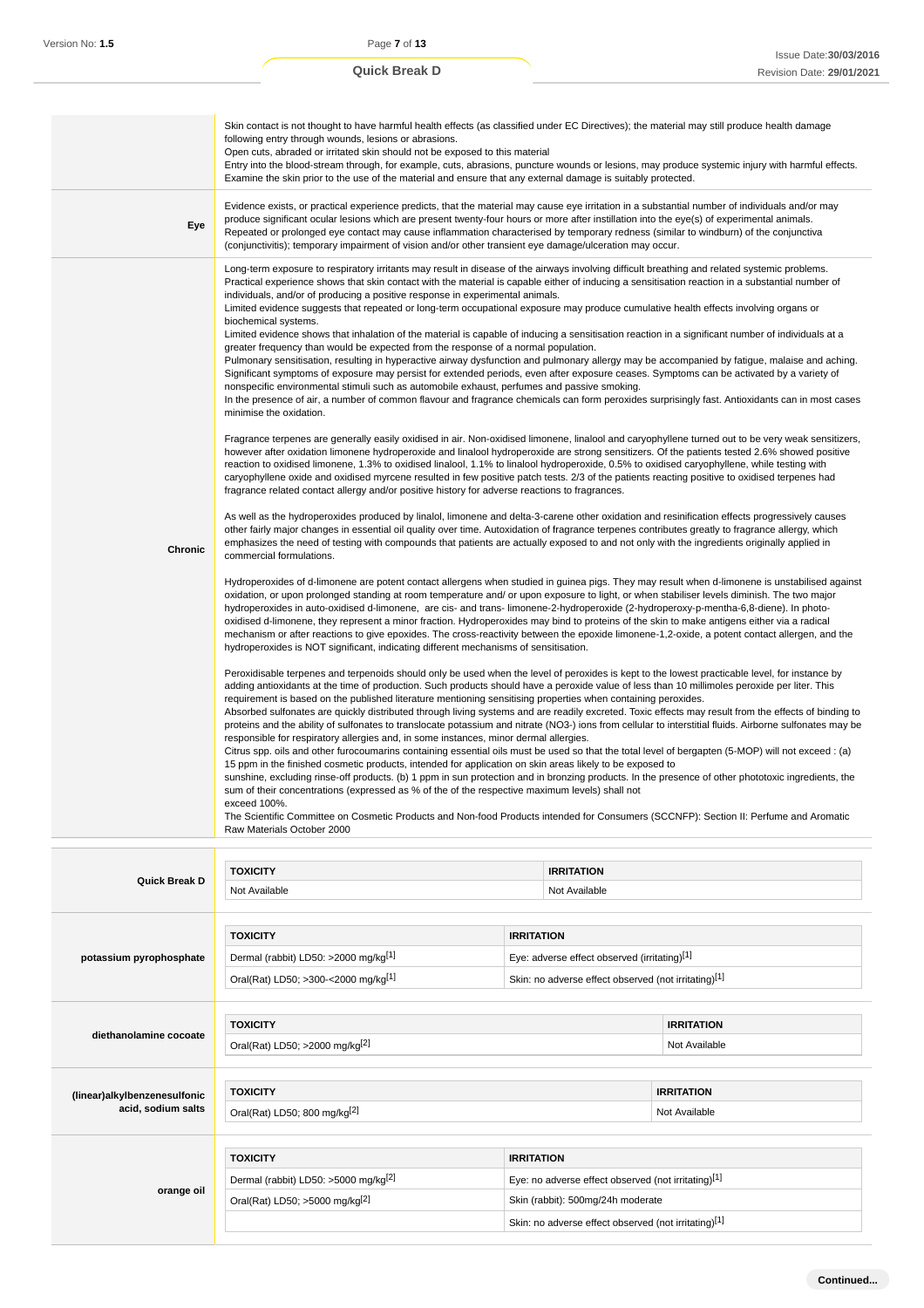| | |
|---|---|
| | Skin contact is not thought to have harmful health effects (as classified under EC Directives); the material may still produce health damage following entry through wounds, lesions or abrasions.<br>Open cuts, abraded or irritated skin should not be exposed to this material<br>Entry into the blood-stream through, for example, cuts, abrasions, puncture wounds or lesions, may produce systemic injury with harmful effects. Examine the skin prior to the use of the material and ensure that any external damage is suitably protected. |
| **Eye** | Evidence exists, or practical experience predicts, that the material may cause eye irritation in a substantial number of individuals and/or may produce significant ocular lesions which are present twenty-four hours or more after instillation into the eye(s) of experimental animals.<br>Repeated or prolonged eye contact may cause inflammation characterised by temporary redness (similar to windburn) of the conjunctiva (conjunctivitis); temporary impairment of vision and/or other transient eye damage/ulceration may occur. |
| **Chronic** | Long-term exposure to respiratory irritants may result in disease of the airways involving difficult breathing and related systemic problems.<br>Practical experience shows that skin contact with the material is capable either of inducing a sensitisation reaction in a substantial number of individuals, and/or of producing a positive response in experimental animals.<br>Limited evidence suggests that repeated or long-term occupational exposure may produce cumulative health effects involving organs or biochemical systems.<br>Limited evidence shows that inhalation of the material is capable of inducing a sensitisation reaction in a significant number of individuals at a greater frequency than would be expected from the response of a normal population.<br>Pulmonary sensitisation, resulting in hyperactive airway dysfunction and pulmonary allergy may be accompanied by fatigue, malaise and aching. Significant symptoms of exposure may persist for extended periods, even after exposure ceases. Symptoms can be activated by a variety of nonspecific environmental stimuli such as automobile exhaust, perfumes and passive smoking.<br>In the presence of air, a number of common flavour and fragrance chemicals can form peroxides surprisingly fast. Antioxidants can in most cases minimise the oxidation.<br><br>Fragrance terpenes are generally easily oxidised in air. Non-oxidised limonene, linalool and caryophyllene turned out to be very weak sensitizers, however after oxidation limonene hydroperoxide and linalool hydroperoxide are strong sensitizers. Of the patients tested 2.6% showed positive reaction to oxidised limonene, 1.3% to oxidised linalool, 1.1% to linalool hydroperoxide, 0.5% to oxidised caryophyllene, while testing with caryophyllene oxide and oxidised myrcene resulted in few positive patch tests. 2/3 of the patients reacting positive to oxidised terpenes had fragrance related contact allergy and/or positive history for adverse reactions to fragrances.<br><br>As well as the hydroperoxides produced by linalol, limonene and delta-3-carene other oxidation and resinification effects progressively causes other fairly major changes in essential oil quality over time. Autoxidation of fragrance terpenes contributes greatly to fragrance allergy, which emphasizes the need of testing with compounds that patients are actually exposed to and not only with the ingredients originally applied in commercial formulations.<br><br>Hydroperoxides of d-limonene are potent contact allergens when studied in guinea pigs. They may result when d-limonene is unstabilised against oxidation, or upon prolonged standing at room temperature and/ or upon exposure to light, or when stabiliser levels diminish. The two major hydroperoxides in auto-oxidised d-limonene, are cis- and trans- limonene-2-hydroperoxide (2-hydroperoxy-p-mentha-6,8-diene). In photo-oxidised d-limonene, they represent a minor fraction. Hydroperoxides may bind to proteins of the skin to make antigens either via a radical mechanism or after reactions to give epoxides. The cross-reactivity between the epoxide limonene-1,2-oxide, a potent contact allergen, and the hydroperoxides is NOT significant, indicating different mechanisms of sensitisation.<br><br>Peroxidisable terpenes and terpenoids should only be used when the level of peroxides is kept to the lowest practicable level, for instance by adding antioxidants at the time of production. Such products should have a peroxide value of less than 10 millimoles peroxide per liter. This requirement is based on the published literature mentioning sensitising properties when containing peroxides.<br>Absorbed sulfonates are quickly distributed through living systems and are readily excreted. Toxic effects may result from the effects of binding to proteins and the ability of sulfonates to translocate potassium and nitrate (NO3-) ions from cellular to interstitial fluids. Airborne sulfonates may be responsible for respiratory allergies and, in some instances, minor dermal allergies.<br>Citrus spp. oils and other furocoumarins containing essential oils must be used so that the total level of bergapten (5-MOP) will not exceed : (a) 15 ppm in the finished cosmetic products, intended for application on skin areas likely to be exposed to<br>sunshine, excluding rinse-off products. (b) 1 ppm in sun protection and in bronzing products. In the presence of other phototoxic ingredients, the sum of their concentrations (expressed as % of the of the respective maximum levels) shall not<br>exceed 100%.<br>The Scientific Committee on Cosmetic Products and Non-food Products intended for Consumers (SCCNFP): Section II: Perfume and Aromatic Raw Materials October 2000 |

**Quick Break D**

| TOXICITY | IRRITATION |
|---|---|
| Not Available | Not Available |

**potassium pyrophosphate**

| TOXICITY | IRRITATION |
|---|---|
| Dermal (rabbit) LD50: >2000 mg/kg[1] | Eye: adverse effect observed (irritating)[1] |
| Oral(Rat) LD50; >300-<2000 mg/kg[1] | Skin: no adverse effect observed (not irritating)[1] |

**diethanolamine cocoate**

| TOXICITY | IRRITATION |
|---|---|
| Oral(Rat) LD50; >2000 mg/kg[2] | Not Available |

**(linear)alkylbenzenesulfonic acid, sodium salts**

| TOXICITY | IRRITATION |
|---|---|
| Oral(Rat) LD50; 800 mg/kg[2] | Not Available |

**orange oil**

| TOXICITY | IRRITATION |
|---|---|
| Dermal (rabbit) LD50: >5000 mg/kg[2] | Eye: no adverse effect observed (not irritating)[1] |
| Oral(Rat) LD50; >5000 mg/kg[2] | Skin (rabbit): 500mg/24h moderate |
| | Skin: no adverse effect observed (not irritating)[1] |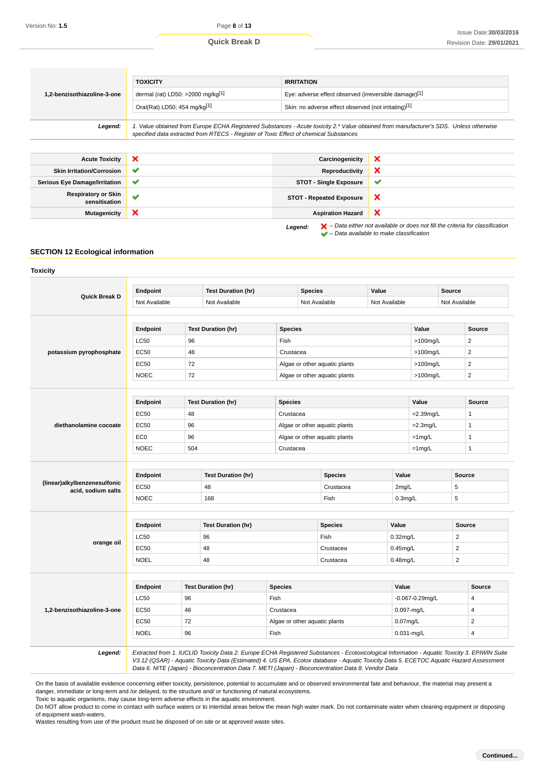| 1,2-benzisothiazoline-3-one | TOXICITY | IRRITATION |
|---|---|---|
| | dermal (rat) LD50: >2000 mg/kg[1] | Eye: adverse effect observed (irreversible damage)[1] |
| | Oral(Rat) LD50; 454 mg/kg[1] | Skin: no adverse effect observed (not irritating)[1] |

**Legend:** *1. Value obtained from Europe ECHA Registered Substances - Acute toxicity 2.\* Value obtained from manufacturer's SDS. Unless otherwise specified data extracted from RTECS - Register of Toxic Effect of chemical Substances*

| | | | |
|---|---|---|---|
| **Acute Toxicity** | ✘ | **Carcinogenicity** | ✘ |
| **Skin Irritation/Corrosion** | ✔ | **Reproductivity** | ✘ |
| **Serious Eye Damage/Irritation** | ✔ | **STOT - Single Exposure** | ✔ |
| **Respiratory or Skin sensitisation** | ✔ | **STOT - Repeated Exposure** | ✘ |
| **Mutagenicity** | ✘ | **Aspiration Hazard** | ✘ |

**Legend:** ✘ *– Data either not available or does not fill the criteria for classification*
✔ *– Data available to make classification*

## SECTION 12 Ecological information

### Toxicity

**Quick Break D**

| Endpoint | Test Duration (hr) | Species | Value | Source |
|---|---|---|---|---|
| Not Available | Not Available | Not Available | Not Available | Not Available |

**potassium pyrophosphate**

| Endpoint | Test Duration (hr) | Species | Value | Source |
|---|---|---|---|---|
| LC50 | 96 | Fish | >100mg/L | 2 |
| EC50 | 48 | Crustacea | >100mg/L | 2 |
| EC50 | 72 | Algae or other aquatic plants | >100mg/L | 2 |
| NOEC | 72 | Algae or other aquatic plants | >100mg/L | 2 |

**diethanolamine cocoate**

| Endpoint | Test Duration (hr) | Species | Value | Source |
|---|---|---|---|---|
| EC50 | 48 | Crustacea | =2.39mg/L | 1 |
| EC50 | 96 | Algae or other aquatic plants | =2.3mg/L | 1 |
| EC0 | 96 | Algae or other aquatic plants | =1mg/L | 1 |
| NOEC | 504 | Crustacea | =1mg/L | 1 |

**(linear)alkylbenzenesulfonic acid, sodium salts**

| Endpoint | Test Duration (hr) | Species | Value | Source |
|---|---|---|---|---|
| EC50 | 48 | Crustacea | 2mg/L | 5 |
| NOEC | 168 | Fish | 0.3mg/L | 5 |

**orange oil**

| Endpoint | Test Duration (hr) | Species | Value | Source |
|---|---|---|---|---|
| LC50 | 96 | Fish | 0.32mg/L | 2 |
| EC50 | 48 | Crustacea | 0.45mg/L | 2 |
| NOEL | 48 | Crustacea | 0.48mg/L | 2 |

**1,2-benzisothiazoline-3-one**

| Endpoint | Test Duration (hr) | Species | Value | Source |
|---|---|---|---|---|
| LC50 | 96 | Fish | -0.067-0.29mg/L | 4 |
| EC50 | 48 | Crustacea | 0.097-mg/L | 4 |
| EC50 | 72 | Algae or other aquatic plants | 0.07mg/L | 2 |
| NOEL | 96 | Fish | 0.031-mg/L | 4 |

**Legend:** *Extracted from 1. IUCLID Toxicity Data 2. Europe ECHA Registered Substances - Ecotoxicological Information - Aquatic Toxicity 3. EPIWIN Suite V3.12 (QSAR) - Aquatic Toxicity Data (Estimated) 4. US EPA, Ecotox database - Aquatic Toxicity Data 5. ECETOC Aquatic Hazard Assessment Data 6. NITE (Japan) - Bioconcentration Data 7. METI (Japan) - Bioconcentration Data 8. Vendor Data*

On the basis of available evidence concerning either toxicity, persistence, potential to accumulate and or observed environmental fate and behaviour, the material may present a danger, immediate or long-term and /or delayed, to the structure and/ or functioning of natural ecosystems.
Toxic to aquatic organisms, may cause long-term adverse effects in the aquatic environment.
Do NOT allow product to come in contact with surface waters or to intertidal areas below the mean high water mark. Do not contaminate water when cleaning equipment or disposing of equipment wash-waters.
Wastes resulting from use of the product must be disposed of on site or at approved waste sites.

**Continued...**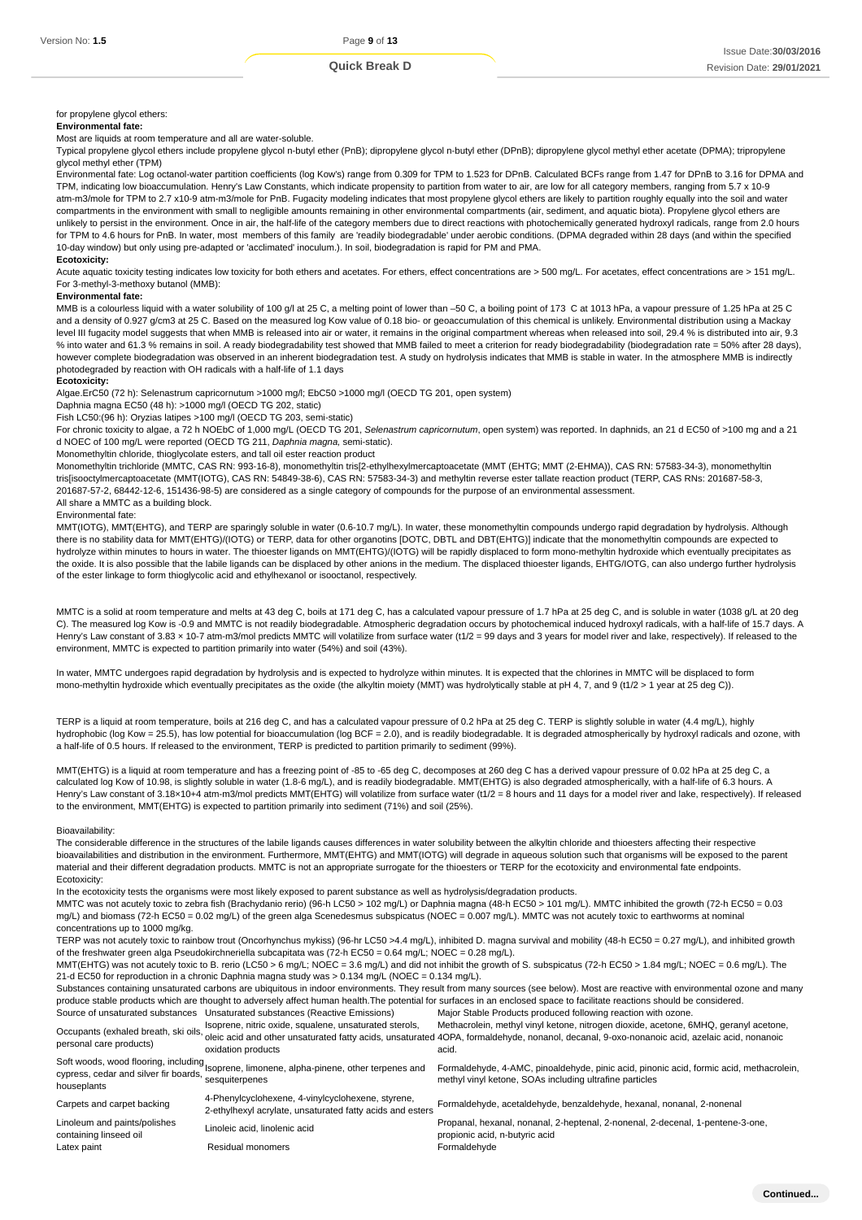for propylene glycol ethers:

**Environmental fate:**

Most are liquids at room temperature and all are water-soluble.

Typical propylene glycol ethers include propylene glycol n-butyl ether (PnB); dipropylene glycol n-butyl ether (DPnB); dipropylene glycol methyl ether acetate (DPMA); tripropylene glycol methyl ether (TPM)

Environmental fate: Log octanol-water partition coefficients (log Kow's) range from 0.309 for TPM to 1.523 for DPnB. Calculated BCFs range from 1.47 for DPnB to 3.16 for DPMA and TPM, indicating low bioaccumulation. Henry's Law Constants, which indicate propensity to partition from water to air, are low for all category members, ranging from 5.7 x 10-9 atm-m3/mole for TPM to 2.7 x10-9 atm-m3/mole for PnB. Fugacity modeling indicates that most propylene glycol ethers are likely to partition roughly equally into the soil and water compartments in the environment with small to negligible amounts remaining in other environmental compartments (air, sediment, and aquatic biota). Propylene glycol ethers are unlikely to persist in the environment. Once in air, the half-life of the category members due to direct reactions with photochemically generated hydroxyl radicals, range from 2.0 hours for TPM to 4.6 hours for PnB. In water, most members of this family are 'readily biodegradable' under aerobic conditions. (DPMA degraded within 28 days (and within the specified 10-day window) but only using pre-adapted or 'acclimated' inoculum.). In soil, biodegradation is rapid for PM and PMA.

**Ecotoxicity:**

Acute aquatic toxicity testing indicates low toxicity for both ethers and acetates. For ethers, effect concentrations are > 500 mg/L. For acetates, effect concentrations are > 151 mg/L.

For 3-methyl-3-methoxy butanol (MMB):

**Environmental fate:**

MMB is a colourless liquid with a water solubility of 100 g/l at 25 C, a melting point of lower than –50 C, a boiling point of 173 C at 1013 hPa, a vapour pressure of 1.25 hPa at 25 C and a density of 0.927 g/cm3 at 25 C. Based on the measured log Kow value of 0.18 bio- or geoaccumulation of this chemical is unlikely. Environmental distribution using a Mackay level III fugacity model suggests that when MMB is released into air or water, it remains in the original compartment whereas when released into soil, 29.4 % is distributed into air, 9.3 % into water and 61.3 % remains in soil. A ready biodegradability test showed that MMB failed to meet a criterion for ready biodegradability (biodegradation rate = 50% after 28 days), however complete biodegradation was observed in an inherent biodegradation test. A study on hydrolysis indicates that MMB is stable in water. In the atmosphere MMB is indirectly photodegraded by reaction with OH radicals with a half-life of 1.1 days

**Ecotoxicity:**

Algae.ErC50 (72 h): Selenastrum capricornutum >1000 mg/l; EbC50 >1000 mg/l (OECD TG 201, open system)

Daphnia magna EC50 (48 h): >1000 mg/l (OECD TG 202, static)

Fish LC50:(96 h): Oryzias latipes >100 mg/l (OECD TG 203, semi-static)

For chronic toxicity to algae, a 72 h NOEbC of 1,000 mg/L (OECD TG 201, *Selenastrum capricornutum*, open system) was reported. In daphnids, an 21 d EC50 of >100 mg and a 21 d NOEC of 100 mg/L were reported (OECD TG 211, *Daphnia magna*, semi-static).

Monomethyltin chloride, thioglycolate esters, and tall oil ester reaction product

Monomethyltin trichloride (MMTC, CAS RN: 993-16-8), monomethyltin tris[2-ethylhexylmercaptoacetate (MMT (EHTG; MMT (2-EHMA)), CAS RN: 57583-34-3), monomethyltin tris[isooctylmercaptoacetate (MMT(IOTG), CAS RN: 54849-38-6), CAS RN: 57583-34-3) and methyltin reverse ester tallate reaction product (TERP, CAS RNs: 201687-58-3, 201687-57-2, 68442-12-6, 151436-98-5) are considered as a single category of compounds for the purpose of an environmental assessment.

All share a MMTC as a building block.

Environmental fate:

MMT(IOTG), MMT(EHTG), and TERP are sparingly soluble in water (0.6-10.7 mg/L). In water, these monomethyltin compounds undergo rapid degradation by hydrolysis. Although there is no stability data for MMT(EHTG)/(IOTG) or TERP, data for other organotins [DOTC, DBTL and DBT(EHTG)] indicate that the monomethyltin compounds are expected to hydrolyze within minutes to hours in water. The thioester ligands on MMT(EHTG)/(IOTG) will be rapidly displaced to form mono-methyltin hydroxide which eventually precipitates as the oxide. It is also possible that the labile ligands can be displaced by other anions in the medium. The displaced thioester ligands, EHTG/IOTG, can also undergo further hydrolysis of the ester linkage to form thioglycolic acid and ethylhexanol or isooctanol, respectively.

MMTC is a solid at room temperature and melts at 43 deg C, boils at 171 deg C, has a calculated vapour pressure of 1.7 hPa at 25 deg C, and is soluble in water (1038 g/L at 20 deg C). The measured log Kow is -0.9 and MMTC is not readily biodegradable. Atmospheric degradation occurs by photochemical induced hydroxyl radicals, with a half-life of 15.7 days. A Henry's Law constant of 3.83 × 10-7 atm-m3/mol predicts MMTC will volatilize from surface water (t1/2 = 99 days and 3 years for model river and lake, respectively). If released to the environment, MMTC is expected to partition primarily into water (54%) and soil (43%).

In water, MMTC undergoes rapid degradation by hydrolysis and is expected to hydrolyze within minutes. It is expected that the chlorines in MMTC will be displaced to form mono-methyltin hydroxide which eventually precipitates as the oxide (the alkyltin moiety (MMT) was hydrolytically stable at pH 4, 7, and 9 (t1/2 > 1 year at 25 deg C)).

TERP is a liquid at room temperature, boils at 216 deg C, and has a calculated vapour pressure of 0.2 hPa at 25 deg C. TERP is slightly soluble in water (4.4 mg/L), highly hydrophobic (log Kow = 25.5), has low potential for bioaccumulation (log BCF = 2.0), and is readily biodegradable. It is degraded atmospherically by hydroxyl radicals and ozone, with a half-life of 0.5 hours. If released to the environment, TERP is predicted to partition primarily to sediment (99%).

MMT(EHTG) is a liquid at room temperature and has a freezing point of -85 to -65 deg C, decomposes at 260 deg C has a derived vapour pressure of 0.02 hPa at 25 deg C, a calculated log Kow of 10.98, is slightly soluble in water (1.8-6 mg/L), and is readily biodegradable. MMT(EHTG) is also degraded atmospherically, with a half-life of 6.3 hours. A Henry's Law constant of 3.18×10+4 atm-m3/mol predicts MMT(EHTG) will volatilize from surface water (t1/2 = 8 hours and 11 days for a model river and lake, respectively). If released to the environment, MMT(EHTG) is expected to partition primarily into sediment (71%) and soil (25%).

Bioavailability:

The considerable difference in the structures of the labile ligands causes differences in water solubility between the alkyltin chloride and thioesters affecting their respective bioavailabilities and distribution in the environment. Furthermore, MMT(EHTG) and MMT(IOTG) will degrade in aqueous solution such that organisms will be exposed to the parent material and their different degradation products. MMTC is not an appropriate surrogate for the thioesters or TERP for the ecotoxicity and environmental fate endpoints.

Ecotoxicity:

In the ecotoxicity tests the organisms were most likely exposed to parent substance as well as hydrolysis/degradation products.

MMTC was not acutely toxic to zebra fish (Brachydanio rerio) (96-h LC50 > 102 mg/L) or Daphnia magna (48-h EC50 > 101 mg/L). MMTC inhibited the growth (72-h EC50 = 0.03 mg/L) and biomass (72-h EC50 = 0.02 mg/L) of the green alga Scenedesmus subspicatus (NOEC = 0.007 mg/L). MMTC was not acutely toxic to earthworms at nominal concentrations up to 1000 mg/kg.

TERP was not acutely toxic to rainbow trout (Oncorhynchus mykiss) (96-hr LC50 >4.4 mg/L), inhibited D. magna survival and mobility (48-h EC50 = 0.27 mg/L), and inhibited growth of the freshwater green alga Pseudokirchneriella subcapitata was (72-h EC50 = 0.64 mg/L; NOEC = 0.28 mg/L).

MMT(EHTG) was not acutely toxic to B. rerio (LC50 > 6 mg/L; NOEC = 3.6 mg/L) and did not inhibit the growth of S. subspicatus (72-h EC50 > 1.84 mg/L; NOEC = 0.6 mg/L). The 21-d EC50 for reproduction in a chronic Daphnia magna study was > 0.134 mg/L (NOEC = 0.134 mg/L).

Substances containing unsaturated carbons are ubiquitous in indoor environments. They result from many sources (see below). Most are reactive with environmental ozone and many produce stable products which are thought to adversely affect human health.The potential for surfaces in an enclosed space to facilitate reactions should be considered.

| Source of unsaturated substances | Unsaturated substances (Reactive Emissions) | Major Stable Products produced following reaction with ozone. |
|---|---|---|
| Occupants (exhaled breath, ski oils, personal care products) | Isoprene, nitric oxide, squalene, unsaturated sterols, oleic acid and other unsaturated fatty acids, unsaturated oxidation products | Methacrolein, methyl vinyl ketone, nitrogen dioxide, acetone, 6MHQ, geranyl acetone, 4OPA, formaldehyde, nonanol, decanal, 9-oxo-nonanoic acid, azelaic acid, nonanoic acid. |
| Soft woods, wood flooring, including cypress, cedar and silver fir boards, houseplants | Isoprene, limonene, alpha-pinene, other terpenes and sesquiterpenes | Formaldehyde, 4-AMC, pinoaldehyde, pinic acid, pinonic acid, formic acid, methacrolein, methyl vinyl ketone, SOAs including ultrafine particles |
| Carpets and carpet backing | 4-Phenylcyclohexene, 4-vinylcyclohexene, styrene, 2-ethylhexyl acrylate, unsaturated fatty acids and esters | Formaldehyde, acetaldehyde, benzaldehyde, hexanal, nonanal, 2-nonenal |
| Linoleum and paints/polishes containing linseed oil | Linoleic acid, linolenic acid | Propanal, hexanal, nonanal, 2-heptenal, 2-nonenal, 2-decenal, 1-pentene-3-one, propionic acid, n-butyric acid |
| Latex paint | Residual monomers | Formaldehyde |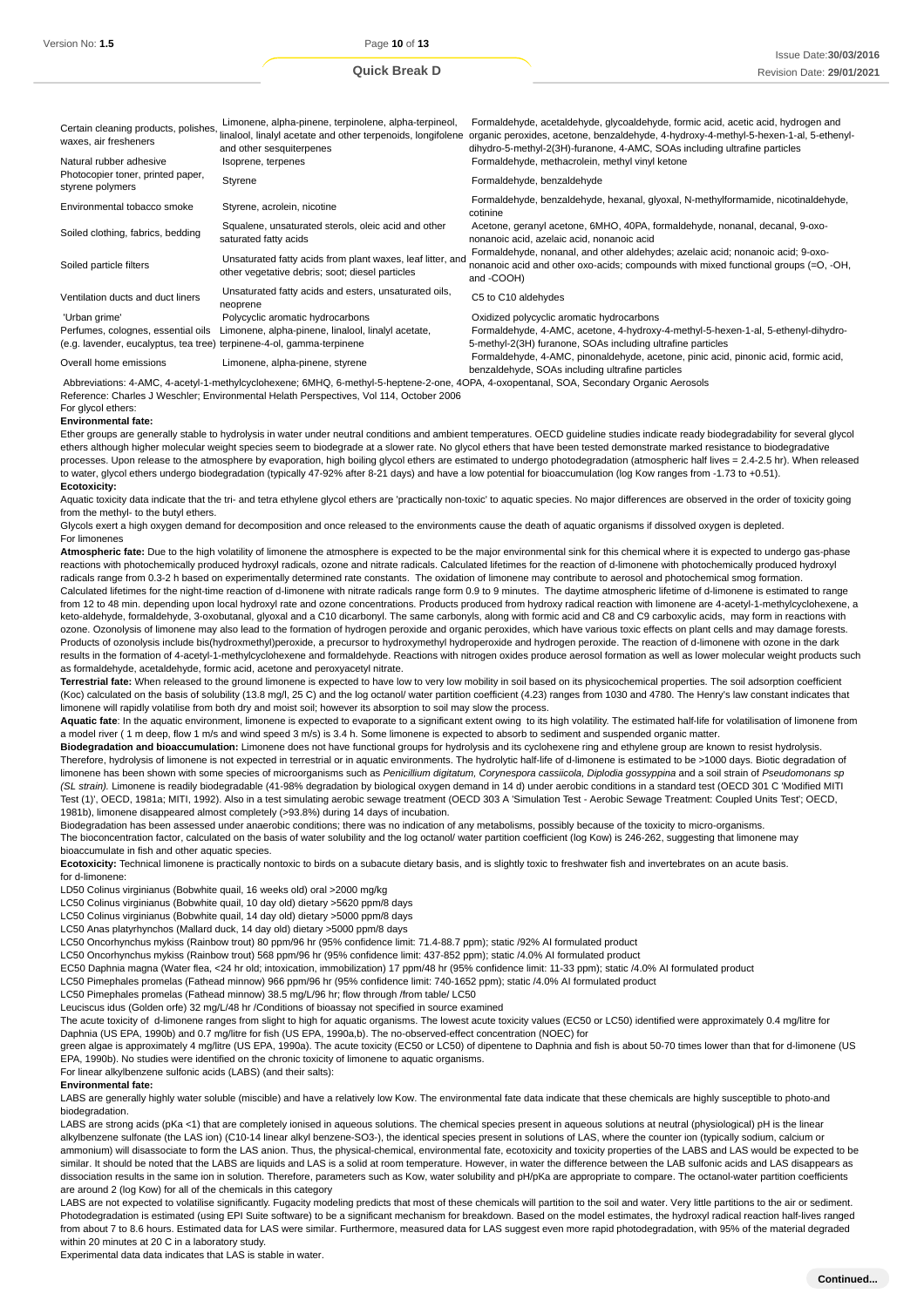| | | |
|---|---|---|
| Certain cleaning products, polishes, waxes, air fresheners | Limonene, alpha-pinene, terpinolene, alpha-terpineol, linalool, linalyl acetate and other terpenoids, longifolene and other sesquiterpenes | Formaldehyde, acetaldehyde, glycoaldehyde, formic acid, acetic acid, hydrogen and organic peroxides, acetone, benzaldehyde, 4-hydroxy-4-methyl-5-hexen-1-al, 5-ethenyl-dihydro-5-methyl-2(3H)-furanone, 4-AMC, SOAs including ultrafine particles |
| Natural rubber adhesive | Isoprene, terpenes | Formaldehyde, methacrolein, methyl vinyl ketone |
| Photocopier toner, printed paper, styrene polymers | Styrene | Formaldehyde, benzaldehyde |
| Environmental tobacco smoke | Styrene, acrolein, nicotine | Formaldehyde, benzaldehyde, hexanal, glyoxal, N-methylformamide, nicotinaldehyde, cotinine |
| Soiled clothing, fabrics, bedding | Squalene, unsaturated sterols, oleic acid and other saturated fatty acids | Acetone, geranyl acetone, 6MHO, 40PA, formaldehyde, nonanal, decanal, 9-oxo-nonanoic acid, azelaic acid, nonanoic acid |
| Soiled particle filters | Unsaturated fatty acids from plant waxes, leaf litter, and other vegetative debris; soot; diesel particles | Formaldehyde, nonanal, and other aldehydes; azelaic acid; nonanoic acid; 9-oxo-nonanoic acid and other oxo-acids; compounds with mixed functional groups (=O, -OH, and -COOH) |
| Ventilation ducts and duct liners | Unsaturated fatty acids and esters, unsaturated oils, neoprene | C5 to C10 aldehydes |
| 'Urban grime' | Polycyclic aromatic hydrocarbons | Oxidized polycyclic aromatic hydrocarbons |
| Perfumes, colognes, essential oils (e.g. lavender, eucalyptus, tea tree) | Limonene, alpha-pinene, linalool, linalyl acetate, terpinene-4-ol, gamma-terpinene | Formaldehyde, 4-AMC, acetone, 4-hydroxy-4-methyl-5-hexen-1-al, 5-ethenyl-dihydro-5-methyl-2(3H) furanone, SOAs including ultrafine particles |
| Overall home emissions | Limonene, alpha-pinene, styrene | Formaldehyde, 4-AMC, pinonaldehyde, acetone, pinic acid, pinonic acid, formic acid, benzaldehyde, SOAs including ultrafine particles |

Abbreviations: 4-AMC, 4-acetyl-1-methylcyclohexene; 6MHQ, 6-methyl-5-heptene-2-one, 4OPA, 4-oxopentanal, SOA, Secondary Organic Aerosols

Reference: Charles J Weschler; Environmental Helath Perspectives, Vol 114, October 2006

For glycol ethers:

**Environmental fate:**

Ether groups are generally stable to hydrolysis in water under neutral conditions and ambient temperatures. OECD guideline studies indicate ready biodegradability for several glycol ethers although higher molecular weight species seem to biodegrade at a slower rate. No glycol ethers that have been tested demonstrate marked resistance to biodegradative processes. Upon release to the atmosphere by evaporation, high boiling glycol ethers are estimated to undergo photodegradation (atmospheric half lives = 2.4-2.5 hr). When released to water, glycol ethers undergo biodegradation (typically 47-92% after 8-21 days) and have a low potential for bioaccumulation (log Kow ranges from -1.73 to +0.51).

**Ecotoxicity:**

Aquatic toxicity data indicate that the tri- and tetra ethylene glycol ethers are 'practically non-toxic' to aquatic species. No major differences are observed in the order of toxicity going from the methyl- to the butyl ethers.

Glycols exert a high oxygen demand for decomposition and once released to the environments cause the death of aquatic organisms if dissolved oxygen is depleted.

For limonenes

**Atmospheric fate:** Due to the high volatility of limonene the atmosphere is expected to be the major environmental sink for this chemical where it is expected to undergo gas-phase reactions with photochemically produced hydroxyl radicals, ozone and nitrate radicals. Calculated lifetimes for the reaction of d-limonene with photochemically produced hydroxyl radicals range from 0.3-2 h based on experimentally determined rate constants. The oxidation of limonene may contribute to aerosol and photochemical smog formation. Calculated lifetimes for the night-time reaction of d-limonene with nitrate radicals range form 0.9 to 9 minutes. The daytime atmospheric lifetime of d-limonene is estimated to range from 12 to 48 min. depending upon local hydroxyl rate and ozone concentrations. Products produced from hydroxy radical reaction with limonene are 4-acetyl-1-methylcyclohexene, a keto-aldehyde, formaldehyde, 3-oxobutanal, glyoxal and a C10 dicarbonyl. The same carbonyls, along with formic acid and C8 and C9 carboxylic acids, may form in reactions with ozone. Ozonolysis of limonene may also lead to the formation of hydrogen peroxide and organic peroxides, which have various toxic effects on plant cells and may damage forests. Products of ozonolysis include bis(hydroxmethyl)peroxide, a precursor to hydroxymethyl hydroperoxide and hydrogen peroxide. The reaction of d-limonene with ozone in the dark results in the formation of 4-acetyl-1-methylcyclohexene and formaldehyde. Reactions with nitrogen oxides produce aerosol formation as well as lower molecular weight products such as formaldehyde, acetaldehyde, formic acid, acetone and peroxyacetyl nitrate.

**Terrestrial fate:** When released to the ground limonene is expected to have low to very low mobility in soil based on its physicochemical properties. The soil adsorption coefficient (Koc) calculated on the basis of solubility (13.8 mg/l, 25 C) and the log octanol/ water partition coefficient (4.23) ranges from 1030 and 4780. The Henry's law constant indicates that limonene will rapidly volatilise from both dry and moist soil; however its absorption to soil may slow the process.

**Aquatic fate**: In the aquatic environment, limonene is expected to evaporate to a significant extent owing to its high volatility. The estimated half-life for volatilisation of limonene from a model river ( 1 m deep, flow 1 m/s and wind speed 3 m/s) is 3.4 h. Some limonene is expected to absorb to sediment and suspended organic matter.

**Biodegradation and bioaccumulation:** Limonene does not have functional groups for hydrolysis and its cyclohexene ring and ethylene group are known to resist hydrolysis. Therefore, hydrolysis of limonene is not expected in terrestrial or in aquatic environments. The hydrolytic half-life of d-limonene is estimated to be >1000 days. Biotic degradation of limonene has been shown with some species of microorganisms such as *Penicillium digitatum, Corynespora cassiicola, Diplodia gossyppina* and a soil strain of *Pseudomonans sp (SL strain).* Limonene is readily biodegradable (41-98% degradation by biological oxygen demand in 14 d) under aerobic conditions in a standard test (OECD 301 C 'Modified MITI Test (1)', OECD, 1981a; MITI, 1992). Also in a test simulating aerobic sewage treatment (OECD 303 A 'Simulation Test - Aerobic Sewage Treatment: Coupled Units Test'; OECD, 1981b), limonene disappeared almost completely (>93.8%) during 14 days of incubation.

Biodegradation has been assessed under anaerobic conditions; there was no indication of any metabolisms, possibly because of the toxicity to micro-organisms.

The bioconcentration factor, calculated on the basis of water solubility and the log octanol/ water partition coefficient (log Kow) is 246-262, suggesting that limonene may bioaccumulate in fish and other aquatic species.

**Ecotoxicity:** Technical limonene is practically nontoxic to birds on a subacute dietary basis, and is slightly toxic to freshwater fish and invertebrates on an acute basis.

for d-limonene:

LD50 Colinus virginianus (Bobwhite quail, 16 weeks old) oral >2000 mg/kg

LC50 Colinus virginianus (Bobwhite quail, 10 day old) dietary >5620 ppm/8 days

LC50 Colinus virginianus (Bobwhite quail, 14 day old) dietary >5000 ppm/8 days

LC50 Anas platyrhynchos (Mallard duck, 14 day old) dietary >5000 ppm/8 days

LC50 Oncorhynchus mykiss (Rainbow trout) 80 ppm/96 hr (95% confidence limit: 71.4-88.7 ppm); static /92% AI formulated product

LC50 Oncorhynchus mykiss (Rainbow trout) 568 ppm/96 hr (95% confidence limit: 437-852 ppm); static /4.0% AI formulated product

EC50 Daphnia magna (Water flea, <24 hr old; intoxication, immobilization) 17 ppm/48 hr (95% confidence limit: 11-33 ppm); static /4.0% AI formulated product

LC50 Pimephales promelas (Fathead minnow) 966 ppm/96 hr (95% confidence limit: 740-1652 ppm); static /4.0% AI formulated product

LC50 Pimephales promelas (Fathead minnow) 38.5 mg/L/96 hr; flow through /from table/ LC50

Leuciscus idus (Golden orfe) 32 mg/L/48 hr /Conditions of bioassay not specified in source examined

The acute toxicity of d-limonene ranges from slight to high for aquatic organisms. The lowest acute toxicity values (EC50 or LC50) identified were approximately 0.4 mg/litre for Daphnia (US EPA, 1990b) and 0.7 mg/litre for fish (US EPA, 1990a,b). The no-observed-effect concentration (NOEC) for green algae is approximately 4 mg/litre (US EPA, 1990a). The acute toxicity (EC50 or LC50) of dipentene to Daphnia and fish is about 50-70 times lower than that for d-limonene (US EPA, 1990b). No studies were identified on the chronic toxicity of limonene to aquatic organisms.

For linear alkylbenzene sulfonic acids (LABS) (and their salts):

**Environmental fate:**

LABS are generally highly water soluble (miscible) and have a relatively low Kow. The environmental fate data indicate that these chemicals are highly susceptible to photo-and biodegradation.

LABS are strong acids (pKa <1) that are completely ionised in aqueous solutions. The chemical species present in aqueous solutions at neutral (physiological) pH is the linear alkylbenzene sulfonate (the LAS ion) (C10-14 linear alkyl benzene-SO3-), the identical species present in solutions of LAS, where the counter ion (typically sodium, calcium or ammonium) will disassociate to form the LAS anion. Thus, the physical-chemical, environmental fate, ecotoxicity and toxicity properties of the LABS and LAS would be expected to be similar. It should be noted that the LABS are liquids and LAS is a solid at room temperature. However, in water the difference between the LAB sulfonic acids and LAS disappears as dissociation results in the same ion in solution. Therefore, parameters such as Kow, water solubility and pH/pKa are appropriate to compare. The octanol-water partition coefficients are around 2 (log Kow) for all of the chemicals in this category

LABS are not expected to volatilise significantly. Fugacity modeling predicts that most of these chemicals will partition to the soil and water. Very little partitions to the air or sediment. Photodegradation is estimated (using EPI Suite software) to be a significant mechanism for breakdown. Based on the model estimates, the hydroxyl radical reaction half-lives ranged from about 7 to 8.6 hours. Estimated data for LAS were similar. Furthermore, measured data for LAS suggest even more rapid photodegradation, with 95% of the material degraded within 20 minutes at 20 C in a laboratory study.

Experimental data data indicates that LAS is stable in water.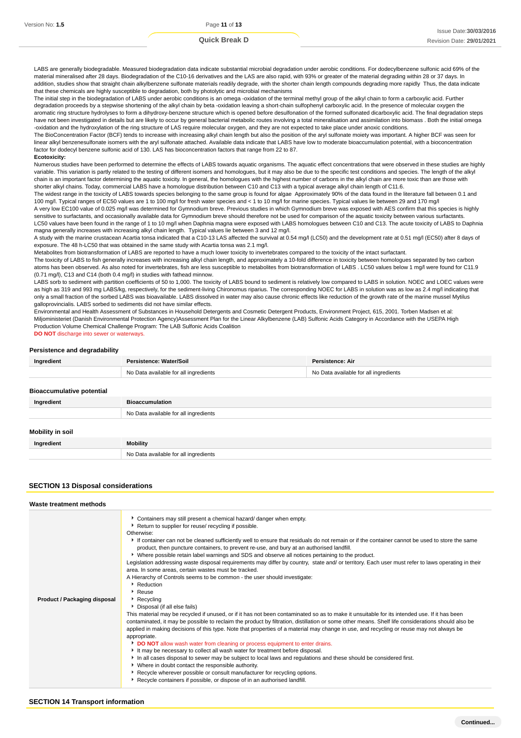LABS are generally biodegradable. Measured biodegradation data indicate substantial microbial degradation under aerobic conditions. For dodecylbenzene sulfonic acid 69% of the material mineralised after 28 days. Biodegradation of the C10-16 derivatives and the LAS are also rapid, with 93% or greater of the material degrading within 28 or 37 days. In addition, studies show that straight chain alkylbenzene sulfonate materials readily degrade, with the shorter chain length compounds degrading more rapidly Thus, the data indicate that these chemicals are highly susceptible to degradation, both by photolytic and microbial mechanisms

The initial step in the biodegradation of LABS under aerobic conditions is an omega -oxidation of the terminal methyl group of the alkyl chain to form a carboxylic acid. Further degradation proceeds by a stepwise shortening of the alkyl chain by beta -oxidation leaving a short-chain sulfophenyl carboxylic acid. In the presence of molecular oxygen the aromatic ring structure hydrolyses to form a dihydroxy-benzene structure which is opened before desulfonation of the formed sulfonated dicarboxylic acid. The final degradation steps have not been investigated in details but are likely to occur by general bacterial metabolic routes involving a total mineralisation and assimilation into biomass . Both the initial omega -oxidation and the hydroxylation of the ring structure of LAS require molecular oxygen, and they are not expected to take place under anoxic conditions.

The BioConcentration Factor (BCF) tends to increase with increasing alkyl chain length but also the position of the aryl sulfonate moiety was important. A higher BCF was seen for linear alkyl benzenesulfonate isomers with the aryl sulfonate attached. Available data indicate that LABS have low to moderate bioaccumulation potential, with a bioconcentration factor for dodecyl benzene sulfonic acid of 130. LAS has bioconcentration factors that range from 22 to 87.

**Ecotoxicity:**

Numerous studies have been performed to determine the effects of LABS towards aquatic organisms. The aquatic effect concentrations that were observed in these studies are highly variable. This variation is partly related to the testing of different isomers and homologues, but it may also be due to the specific test conditions and species. The length of the alkyl chain is an important factor determining the aquatic toxicity. In general, the homologues with the highest number of carbons in the alkyl chain are more toxic than are those with shorter alkyl chains. Today, commercial LABS have a homologue distribution between C10 and C13 with a typical average alkyl chain length of C11.6.

The widest range in the toxicity of LABS towards species belonging to the same group is found for algae Approximately 90% of the data found in the literature fall between 0.1 and 100 mg/l. Typical ranges of EC50 values are 1 to 100 mg/l for fresh water species and < 1 to 10 mg/l for marine species. Typical values lie between 29 and 170 mg/l

A very low EC100 value of 0.025 mg/l was determined for Gymnodium breve. Previous studies in which Gymnodium breve was exposed with AES confirm that this species is highly sensitive to surfactants, and occasionally available data for Gymnodium breve should therefore not be used for comparison of the aquatic toxicity between various surfactants.

LC50 values have been found in the range of 1 to 10 mg/l when Daphnia magna were exposed with LABS homologues between C10 and C13. The acute toxicity of LABS to Daphnia magna generally increases with increasing alkyl chain length. Typical values lie between 3 and 12 mg/l.

A study with the marine crustacean Acartia tonsa indicated that a C10-13 LAS affected the survival at 0.54 mg/l (LC50) and the development rate at 0.51 mg/l (EC50) after 8 days of exposure. The 48 h-LC50 that was obtained in the same study with Acartia tonsa was 2.1 mg/l.

Metabolites from biotransformation of LABS are reported to have a much lower toxicity to invertebrates compared to the toxicity of the intact surfactant.

The toxicity of LABS to fish generally increases with increasing alkyl chain length, and approximately a 10-fold difference in toxicity between homologues separated by two carbon atoms has been observed. As also noted for invertebrates, fish are less susceptible to metabolites from biotransformation of LABS . LC50 values below 1 mg/l were found for C11.9 (0.71 mg/l), C13 and C14 (both 0.4 mg/l) in studies with fathead minnow.

LABS sorb to sediment with partition coefficients of 50 to 1,000. The toxicity of LABS bound to sediment is relatively low compared to LABS in solution. NOEC and LOEC values were as high as 319 and 993 mg LABS/kg, respectively, for the sediment-living Chironomus riparius. The corresponding NOEC for LABS in solution was as low as 2.4 mg/l indicating that only a small fraction of the sorbed LABS was bioavailable. LABS dissolved in water may also cause chronic effects like reduction of the growth rate of the marine mussel Mytilus galloprovincialis. LABS sorbed to sediments did not have similar effects.

Environmental and Health Assessment of Substances in Household Detergents and Cosmetic Detergent Products, Environment Project, 615, 2001. Torben Madsen et al: Miljoministeriet (Danish Environmental Protection Agency)Assessment Plan for the Linear Alkylbenzene (LAB) Sulfonic Acids Category in Accordance with the USEPA High Production Volume Chemical Challenge Program: The LAB Sulfonic Acids Coalition

**DO NOT** discharge into sewer or waterways.

### Persistence and degradability

| Ingredient | Persistence: Water/Soil | Persistence: Air |
|---|---|---|
| | No Data available for all ingredients | No Data available for all ingredients |

### Bioaccumulative potential

| Ingredient | Bioaccumulation |
|---|---|
| | No Data available for all ingredients |

### Mobility in soil

| Ingredient | Mobility |
|---|---|
| | No Data available for all ingredients |

## SECTION 13 Disposal considerations

### Waste treatment methods

**Product / Packaging disposal**

- Containers may still present a chemical hazard/ danger when empty.
- Return to supplier for reuse/ recycling if possible.

Otherwise:

- If container can not be cleaned sufficiently well to ensure that residuals do not remain or if the container cannot be used to store the same product, then puncture containers, to prevent re-use, and bury at an authorised landfill.
- Where possible retain label warnings and SDS and observe all notices pertaining to the product.

Legislation addressing waste disposal requirements may differ by country, state and/ or territory. Each user must refer to laws operating in their area. In some areas, certain wastes must be tracked.

A Hierarchy of Controls seems to be common - the user should investigate:

- Reduction
- Reuse
- Recycling
- Disposal (if all else fails)

This material may be recycled if unused, or if it has not been contaminated so as to make it unsuitable for its intended use. If it has been contaminated, it may be possible to reclaim the product by filtration, distillation or some other means. Shelf life considerations should also be applied in making decisions of this type. Note that properties of a material may change in use, and recycling or reuse may not always be appropriate.

- **DO NOT** allow wash water from cleaning or process equipment to enter drains.
- It may be necessary to collect all wash water for treatment before disposal.
- In all cases disposal to sewer may be subject to local laws and regulations and these should be considered first.
- Where in doubt contact the responsible authority.
- Recycle wherever possible or consult manufacturer for recycling options.
- Recycle containers if possible, or dispose of in an authorised landfill.

## SECTION 14 Transport information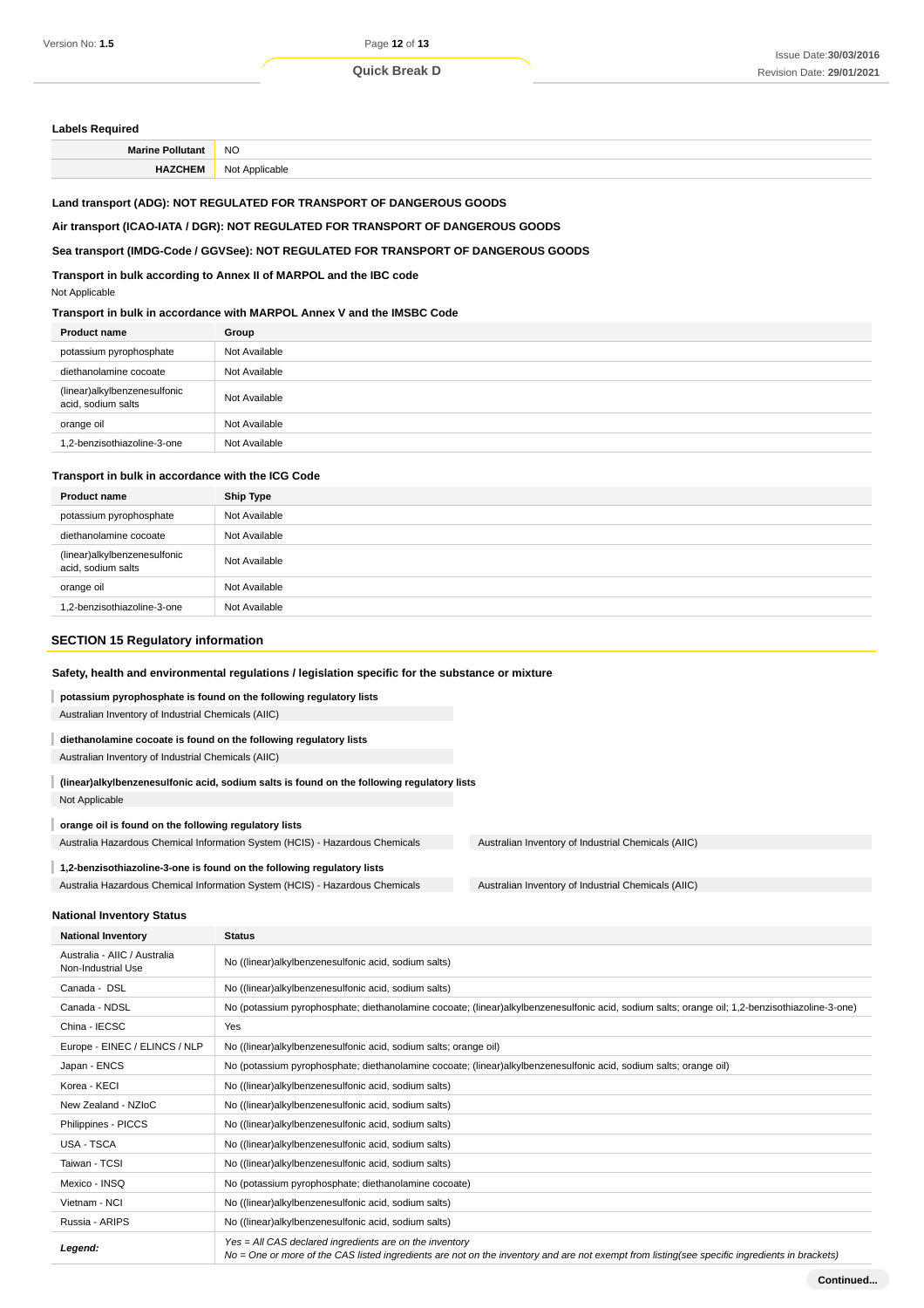### Labels Required

| Marine Pollutant | NO |
|---|---|
| HAZCHEM | Not Applicable |

**Land transport (ADG): NOT REGULATED FOR TRANSPORT OF DANGEROUS GOODS**

**Air transport (ICAO-IATA / DGR): NOT REGULATED FOR TRANSPORT OF DANGEROUS GOODS**

**Sea transport (IMDG-Code / GGVSee): NOT REGULATED FOR TRANSPORT OF DANGEROUS GOODS**

**Transport in bulk according to Annex II of MARPOL and the IBC code**

Not Applicable

**Transport in bulk in accordance with MARPOL Annex V and the IMSBC Code**

| Product name | Group |
|---|---|
| potassium pyrophosphate | Not Available |
| diethanolamine cocoate | Not Available |
| (linear)alkylbenzenesulfonic acid, sodium salts | Not Available |
| orange oil | Not Available |
| 1,2-benzisothiazoline-3-one | Not Available |

**Transport in bulk in accordance with the ICG Code**

| Product name | Ship Type |
|---|---|
| potassium pyrophosphate | Not Available |
| diethanolamine cocoate | Not Available |
| (linear)alkylbenzenesulfonic acid, sodium salts | Not Available |
| orange oil | Not Available |
| 1,2-benzisothiazoline-3-one | Not Available |

## SECTION 15 Regulatory information

**Safety, health and environmental regulations / legislation specific for the substance or mixture**

**potassium pyrophosphate is found on the following regulatory lists**

Australian Inventory of Industrial Chemicals (AIIC)

**diethanolamine cocoate is found on the following regulatory lists**

Australian Inventory of Industrial Chemicals (AIIC)

**(linear)alkylbenzenesulfonic acid, sodium salts is found on the following regulatory lists**

Not Applicable

**orange oil is found on the following regulatory lists**

Australia Hazardous Chemical Information System (HCIS) - Hazardous Chemicals

Australian Inventory of Industrial Chemicals (AIIC)

**1,2-benzisothiazoline-3-one is found on the following regulatory lists**

Australia Hazardous Chemical Information System (HCIS) - Hazardous Chemicals

Australian Inventory of Industrial Chemicals (AIIC)

### National Inventory Status

| National Inventory | Status |
|---|---|
| Australia - AIIC / Australia Non-Industrial Use | No ((linear)alkylbenzenesulfonic acid, sodium salts) |
| Canada - DSL | No ((linear)alkylbenzenesulfonic acid, sodium salts) |
| Canada - NDSL | No (potassium pyrophosphate; diethanolamine cocoate; (linear)alkylbenzenesulfonic acid, sodium salts; orange oil; 1,2-benzisothiazoline-3-one) |
| China - IECSC | Yes |
| Europe - EINEC / ELINCS / NLP | No ((linear)alkylbenzenesulfonic acid, sodium salts; orange oil) |
| Japan - ENCS | No (potassium pyrophosphate; diethanolamine cocoate; (linear)alkylbenzenesulfonic acid, sodium salts; orange oil) |
| Korea - KECI | No ((linear)alkylbenzenesulfonic acid, sodium salts) |
| New Zealand - NZIoC | No ((linear)alkylbenzenesulfonic acid, sodium salts) |
| Philippines - PICCS | No ((linear)alkylbenzenesulfonic acid, sodium salts) |
| USA - TSCA | No ((linear)alkylbenzenesulfonic acid, sodium salts) |
| Taiwan - TCSI | No ((linear)alkylbenzenesulfonic acid, sodium salts) |
| Mexico - INSQ | No (potassium pyrophosphate; diethanolamine cocoate) |
| Vietnam - NCI | No ((linear)alkylbenzenesulfonic acid, sodium salts) |
| Russia - ARIPS | No ((linear)alkylbenzenesulfonic acid, sodium salts) |
| ***Legend:*** | *Yes = All CAS declared ingredients are on the inventory*<br>*No = One or more of the CAS listed ingredients are not on the inventory and are not exempt from listing(see specific ingredients in brackets)* |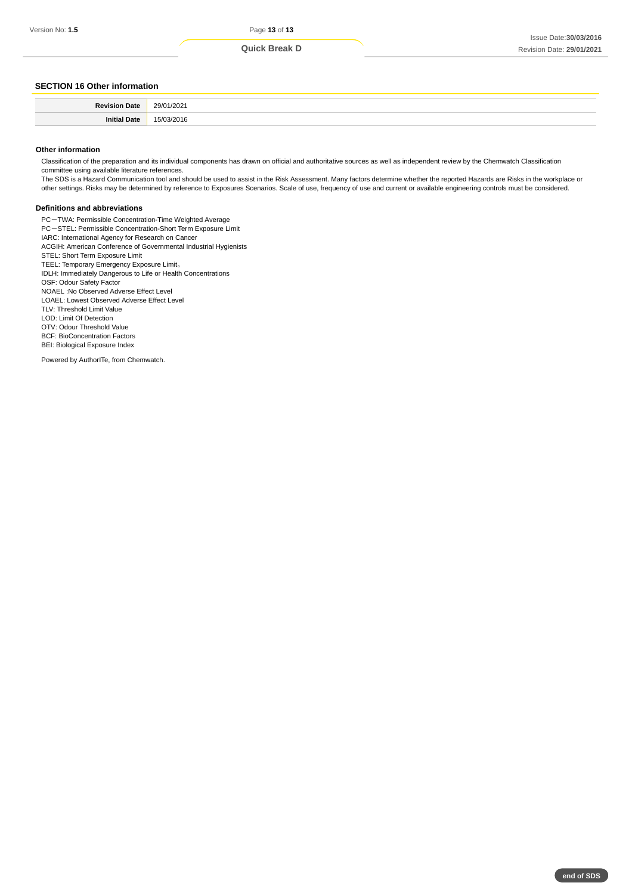## SECTION 16 Other information

| | |
|---|---|
| **Revision Date** | 29/01/2021 |
| **Initial Date** | 15/03/2016 |

### Other information

Classification of the preparation and its individual components has drawn on official and authoritative sources as well as independent review by the Chemwatch Classification committee using available literature references.

The SDS is a Hazard Communication tool and should be used to assist in the Risk Assessment. Many factors determine whether the reported Hazards are Risks in the workplace or other settings. Risks may be determined by reference to Exposures Scenarios. Scale of use, frequency of use and current or available engineering controls must be considered.

### Definitions and abbreviations

PC－TWA: Permissible Concentration-Time Weighted Average
PC－STEL: Permissible Concentration-Short Term Exposure Limit
IARC: International Agency for Research on Cancer
ACGIH: American Conference of Governmental Industrial Hygienists
STEL: Short Term Exposure Limit
TEEL: Temporary Emergency Exposure Limit。
IDLH: Immediately Dangerous to Life or Health Concentrations
OSF: Odour Safety Factor
NOAEL :No Observed Adverse Effect Level
LOAEL: Lowest Observed Adverse Effect Level
TLV: Threshold Limit Value
LOD: Limit Of Detection
OTV: Odour Threshold Value
BCF: BioConcentration Factors
BEI: Biological Exposure Index

Powered by AuthorITe, from Chemwatch.

end of SDS